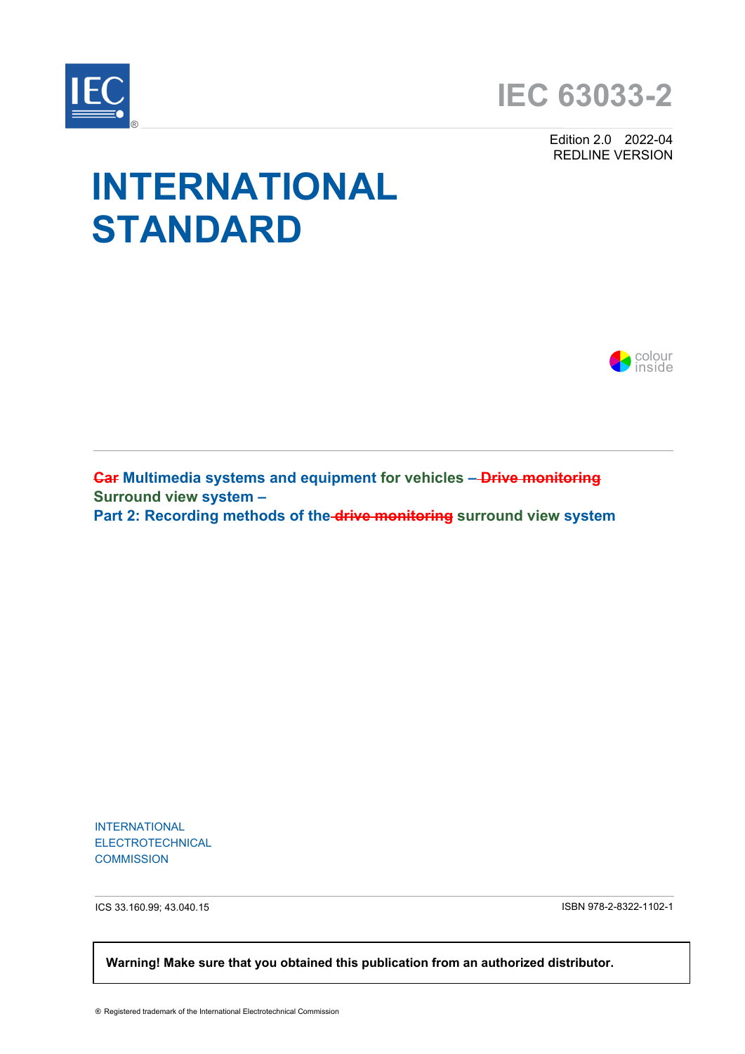# IEC 63033-2

Edition 2.0 2022-04
REDLINE VERSION

# INTERNATIONAL STANDARD

colour inside

**~~Car~~ Multimedia systems and equipment for vehicles – ~~Drive monitoring~~ Surround view system –**
**Part 2: Recording methods of the ~~drive monitoring~~ surround view system**

INTERNATIONAL
ELECTROTECHNICAL
COMMISSION

ICS 33.160.99; 43.040.15

ISBN 978-2-8322-1102-1

**Warning! Make sure that you obtained this publication from an authorized distributor.**

® Registered trademark of the International Electrotechnical Commission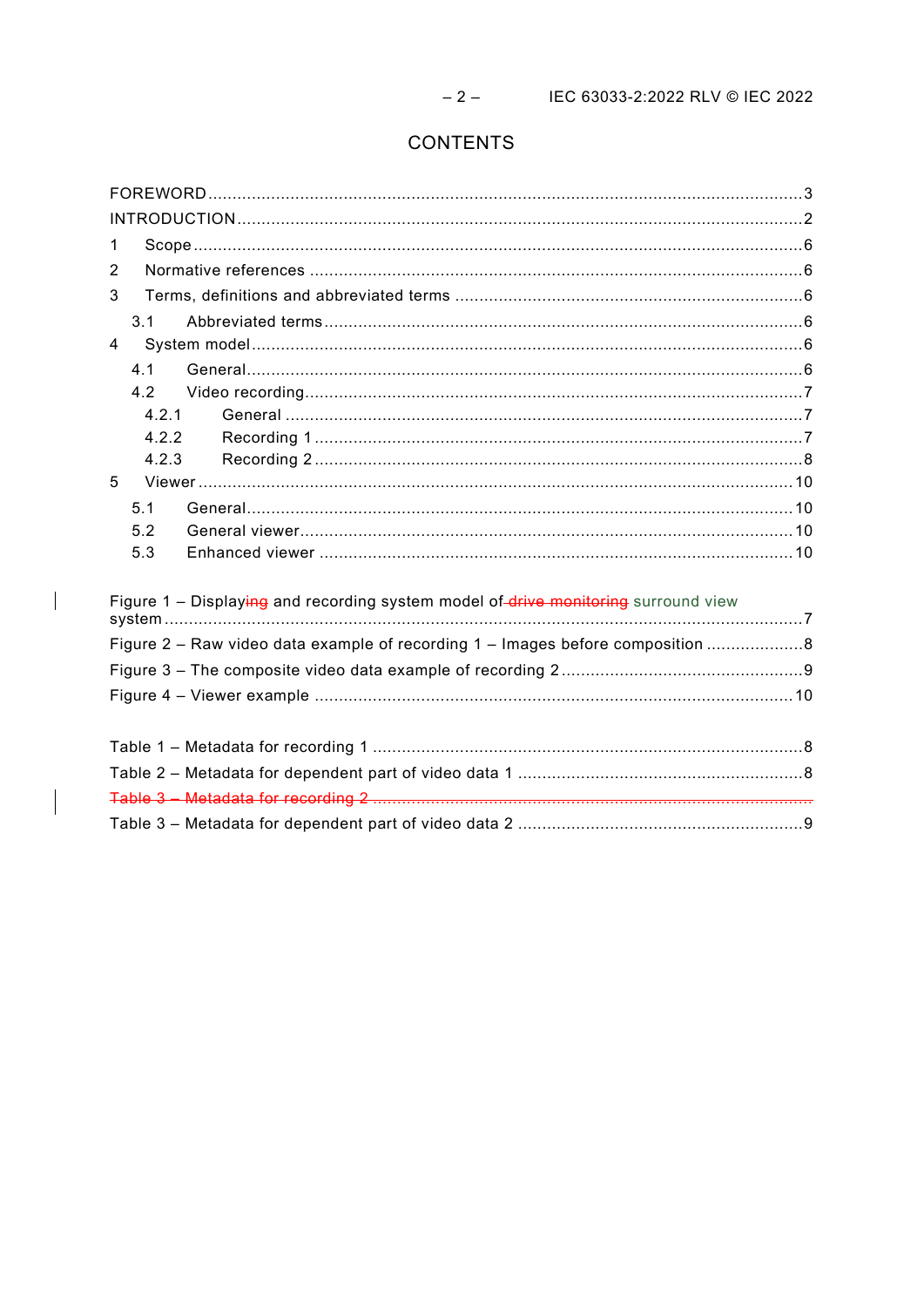# CONTENTS

FOREWORD ..... 3
INTRODUCTION ..... 2
1 Scope ..... 6
2 Normative references ..... 6
3 Terms, definitions and abbreviated terms ..... 6
  3.1 Abbreviated terms ..... 6
4 System model ..... 6
  4.1 General ..... 6
  4.2 Video recording ..... 7
    4.2.1 General ..... 7
    4.2.2 Recording 1 ..... 7
    4.2.3 Recording 2 ..... 8
5 Viewer ..... 10
  5.1 General ..... 10
  5.2 General viewer ..... 10
  5.3 Enhanced viewer ..... 10

Figure 1 – Displaying and recording system model of drive monitoring surround view system ..... 7
Figure 2 – Raw video data example of recording 1 – Images before composition ..... 8
Figure 3 – The composite video data example of recording 2 ..... 9
Figure 4 – Viewer example ..... 10

Table 1 – Metadata for recording 1 ..... 8
Table 2 – Metadata for dependent part of video data 1 ..... 8
~~Table 3 – Metadata for recording 2~~
Table 3 – Metadata for dependent part of video data 2 ..... 9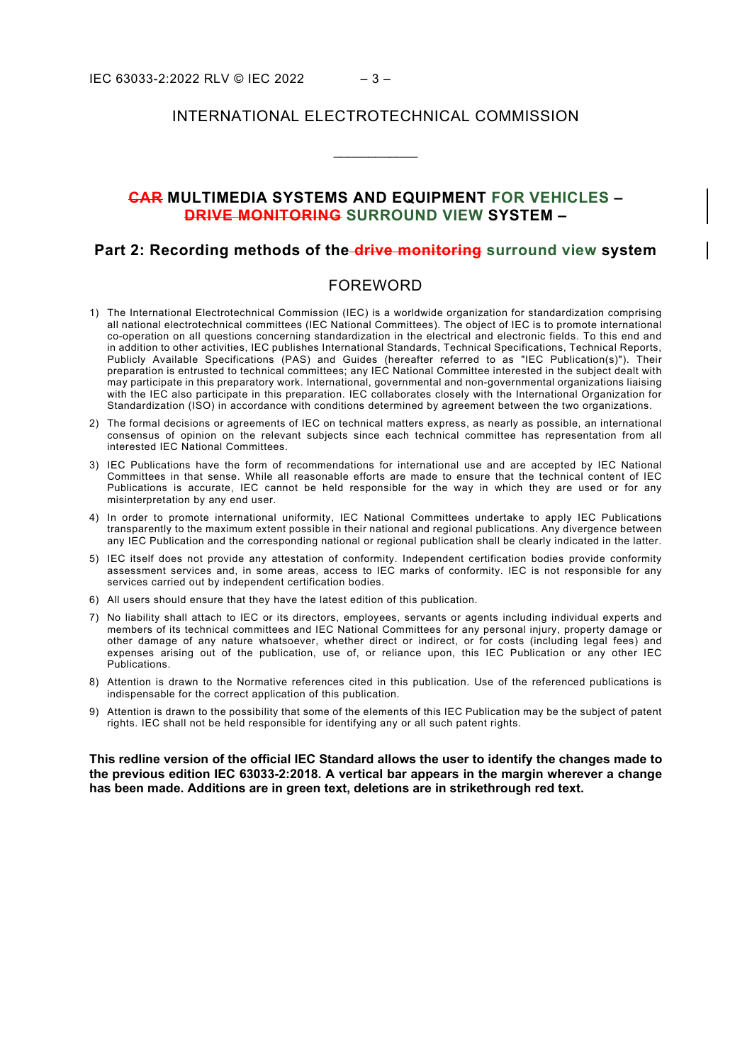INTERNATIONAL ELECTROTECHNICAL COMMISSION

\_\_\_\_\_\_\_\_\_\_\_\_

## ~~CAR~~ MULTIMEDIA SYSTEMS AND EQUIPMENT FOR VEHICLES – ~~DRIVE MONITORING~~ SURROUND VIEW SYSTEM –

## Part 2: Recording methods of the ~~drive monitoring~~ surround view system

## FOREWORD

1) The International Electrotechnical Commission (IEC) is a worldwide organization for standardization comprising all national electrotechnical committees (IEC National Committees). The object of IEC is to promote international co-operation on all questions concerning standardization in the electrical and electronic fields. To this end and in addition to other activities, IEC publishes International Standards, Technical Specifications, Technical Reports, Publicly Available Specifications (PAS) and Guides (hereafter referred to as "IEC Publication(s)"). Their preparation is entrusted to technical committees; any IEC National Committee interested in the subject dealt with may participate in this preparatory work. International, governmental and non-governmental organizations liaising with the IEC also participate in this preparation. IEC collaborates closely with the International Organization for Standardization (ISO) in accordance with conditions determined by agreement between the two organizations.

2) The formal decisions or agreements of IEC on technical matters express, as nearly as possible, an international consensus of opinion on the relevant subjects since each technical committee has representation from all interested IEC National Committees.

3) IEC Publications have the form of recommendations for international use and are accepted by IEC National Committees in that sense. While all reasonable efforts are made to ensure that the technical content of IEC Publications is accurate, IEC cannot be held responsible for the way in which they are used or for any misinterpretation by any end user.

4) In order to promote international uniformity, IEC National Committees undertake to apply IEC Publications transparently to the maximum extent possible in their national and regional publications. Any divergence between any IEC Publication and the corresponding national or regional publication shall be clearly indicated in the latter.

5) IEC itself does not provide any attestation of conformity. Independent certification bodies provide conformity assessment services and, in some areas, access to IEC marks of conformity. IEC is not responsible for any services carried out by independent certification bodies.

6) All users should ensure that they have the latest edition of this publication.

7) No liability shall attach to IEC or its directors, employees, servants or agents including individual experts and members of its technical committees and IEC National Committees for any personal injury, property damage or other damage of any nature whatsoever, whether direct or indirect, or for costs (including legal fees) and expenses arising out of the publication, use of, or reliance upon, this IEC Publication or any other IEC Publications.

8) Attention is drawn to the Normative references cited in this publication. Use of the referenced publications is indispensable for the correct application of this publication.

9) Attention is drawn to the possibility that some of the elements of this IEC Publication may be the subject of patent rights. IEC shall not be held responsible for identifying any or all such patent rights.

**This redline version of the official IEC Standard allows the user to identify the changes made to the previous edition IEC 63033-2:2018. A vertical bar appears in the margin wherever a change has been made. Additions are in green text, deletions are in strikethrough red text.**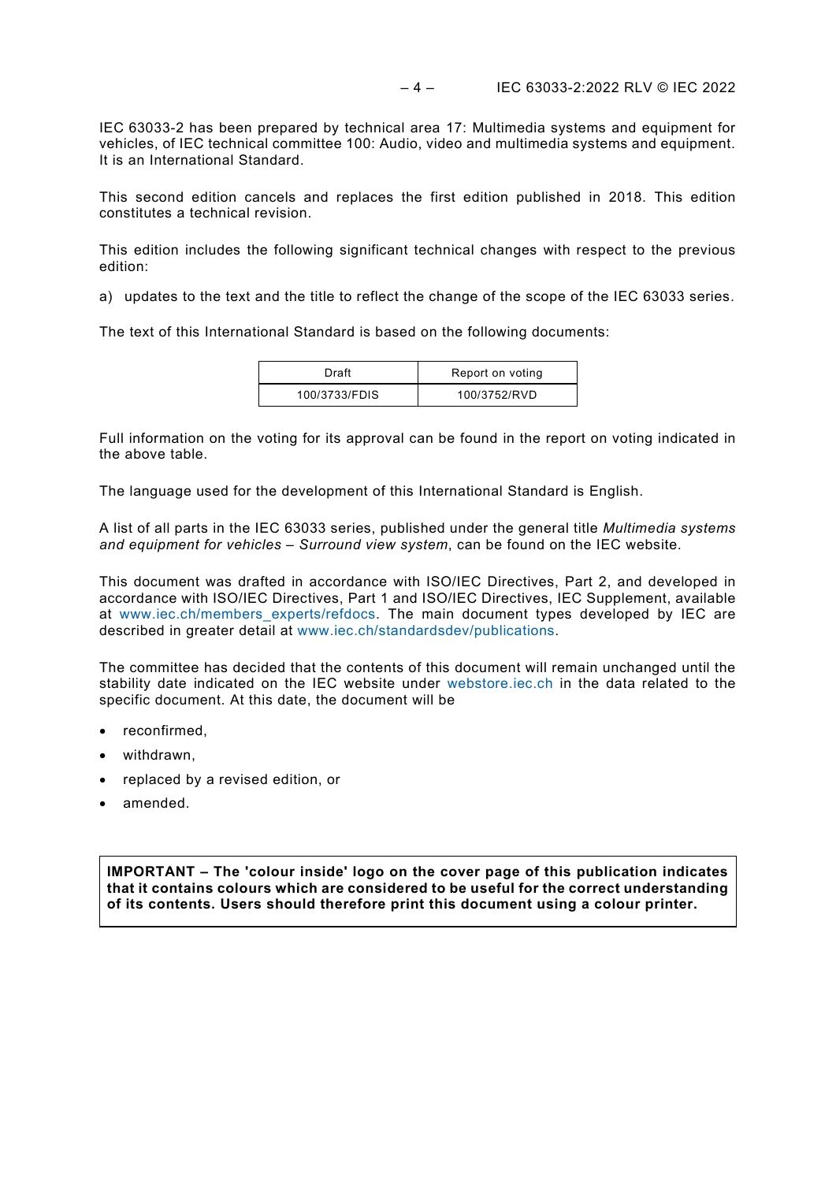IEC 63033-2 has been prepared by technical area 17: Multimedia systems and equipment for vehicles, of IEC technical committee 100: Audio, video and multimedia systems and equipment. It is an International Standard.

This second edition cancels and replaces the first edition published in 2018. This edition constitutes a technical revision.

This edition includes the following significant technical changes with respect to the previous edition:

a) updates to the text and the title to reflect the change of the scope of the IEC 63033 series.

The text of this International Standard is based on the following documents:

| Draft | Report on voting |
| --- | --- |
| 100/3733/FDIS | 100/3752/RVD |

Full information on the voting for its approval can be found in the report on voting indicated in the above table.

The language used for the development of this International Standard is English.

A list of all parts in the IEC 63033 series, published under the general title *Multimedia systems and equipment for vehicles – Surround view system*, can be found on the IEC website.

This document was drafted in accordance with ISO/IEC Directives, Part 2, and developed in accordance with ISO/IEC Directives, Part 1 and ISO/IEC Directives, IEC Supplement, available at www.iec.ch/members_experts/refdocs. The main document types developed by IEC are described in greater detail at www.iec.ch/standardsdev/publications.

The committee has decided that the contents of this document will remain unchanged until the stability date indicated on the IEC website under webstore.iec.ch in the data related to the specific document. At this date, the document will be

- reconfirmed,
- withdrawn,
- replaced by a revised edition, or
- amended.

**IMPORTANT – The 'colour inside' logo on the cover page of this publication indicates that it contains colours which are considered to be useful for the correct understanding of its contents. Users should therefore print this document using a colour printer.**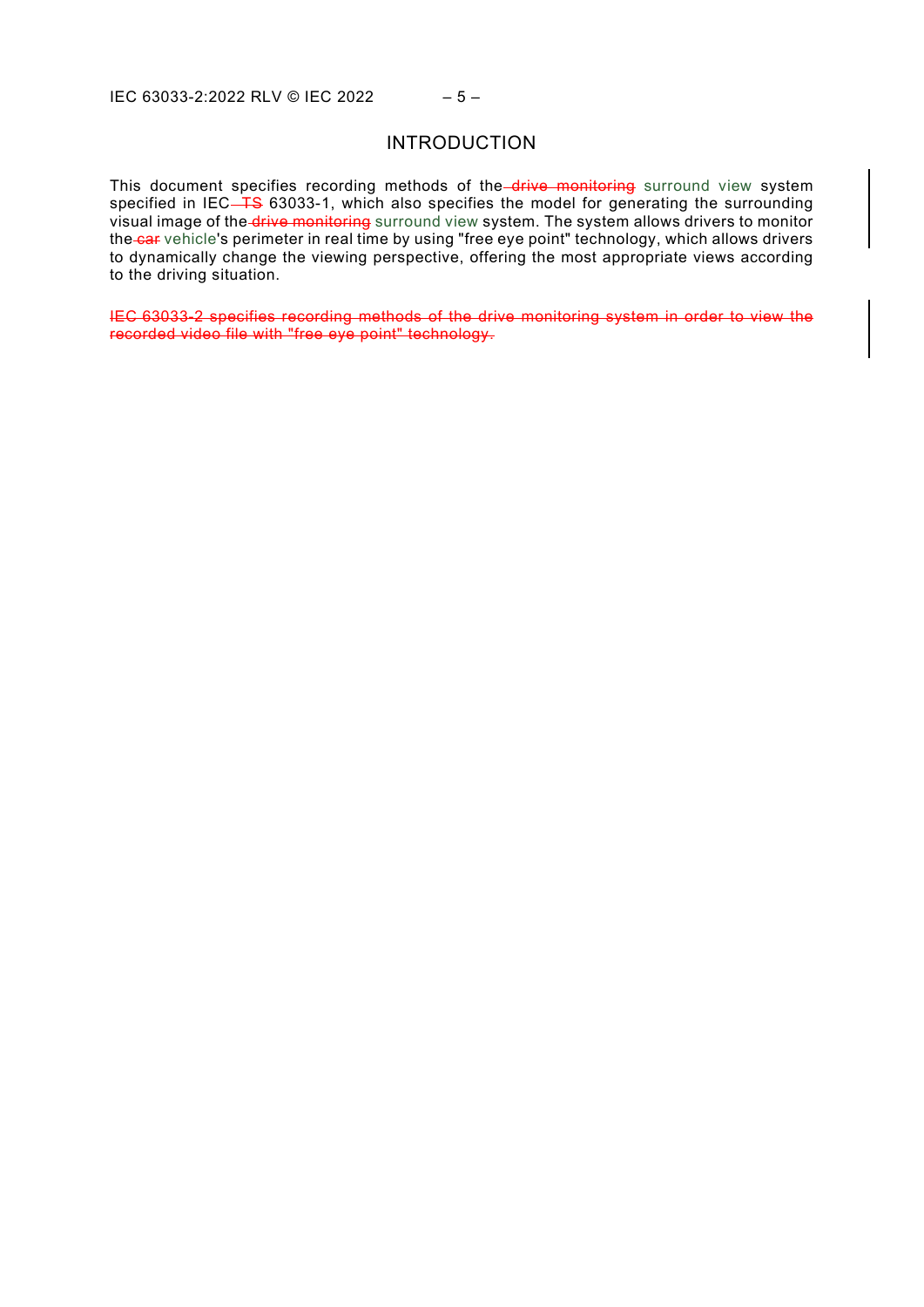# INTRODUCTION

This document specifies recording methods of the ~~drive monitoring~~ surround view system specified in IEC ~~TS~~ 63033-1, which also specifies the model for generating the surrounding visual image of the ~~drive monitoring~~ surround view system. The system allows drivers to monitor the ~~car~~ vehicle's perimeter in real time by using "free eye point" technology, which allows drivers to dynamically change the viewing perspective, offering the most appropriate views according to the driving situation.

~~IEC 63033-2 specifies recording methods of the drive monitoring system in order to view the recorded video file with "free eye point" technology.~~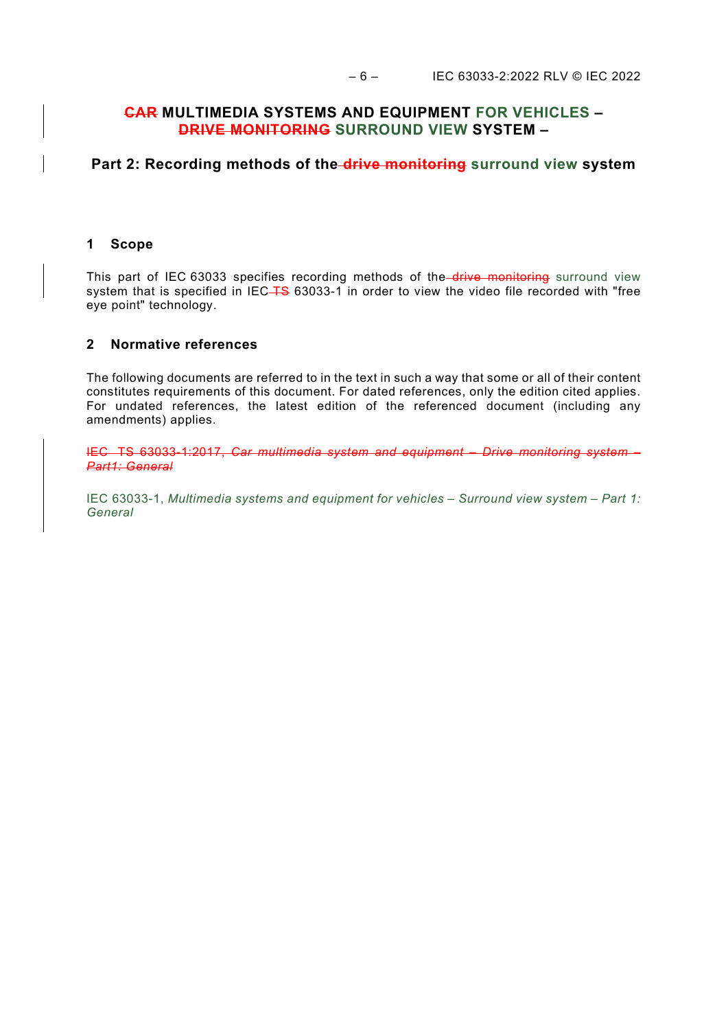# ~~CAR~~ MULTIMEDIA SYSTEMS AND EQUIPMENT FOR VEHICLES – ~~DRIVE MONITORING~~ SURROUND VIEW SYSTEM –

## Part 2: Recording methods of the ~~drive monitoring~~ surround view system

### 1 Scope

This part of IEC 63033 specifies recording methods of the ~~drive monitoring~~ surround view system that is specified in IEC ~~TS~~ 63033-1 in order to view the video file recorded with "free eye point" technology.

### 2 Normative references

The following documents are referred to in the text in such a way that some or all of their content constitutes requirements of this document. For dated references, only the edition cited applies. For undated references, the latest edition of the referenced document (including any amendments) applies.

~~IEC TS 63033-1:2017, *Car multimedia system and equipment – Drive monitoring system – Part1: General*~~

IEC 63033-1, *Multimedia systems and equipment for vehicles – Surround view system – Part 1: General*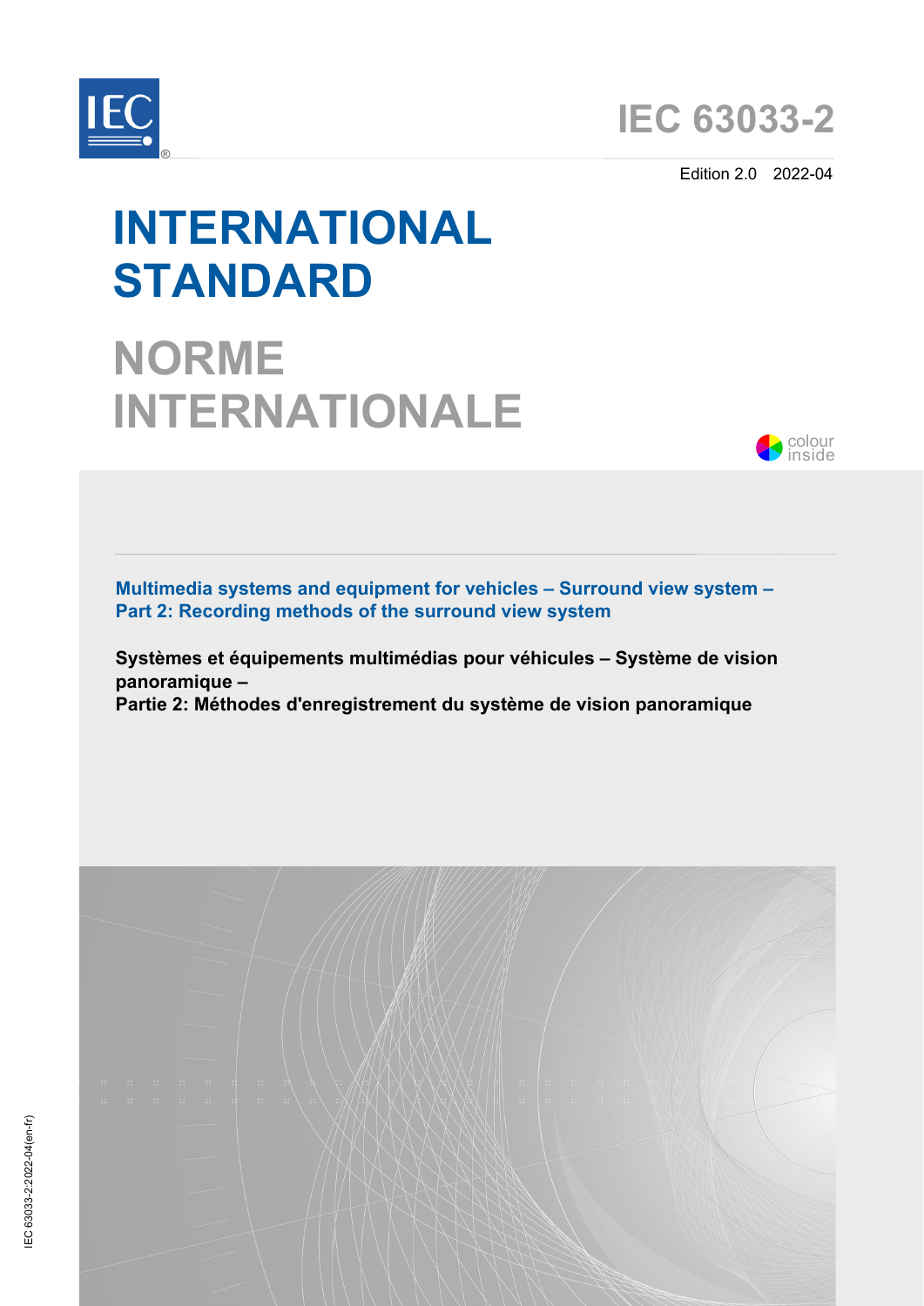# IEC 63033-2

Edition 2.0 2022-04

# INTERNATIONAL STANDARD

# NORME INTERNATIONALE

**Multimedia systems and equipment for vehicles – Surround view system – Part 2: Recording methods of the surround view system**

**Systèmes et équipements multimédias pour véhicules – Système de vision panoramique – Partie 2: Méthodes d'enregistrement du système de vision panoramique**

IEC 63033-2:2022-04(en-fr)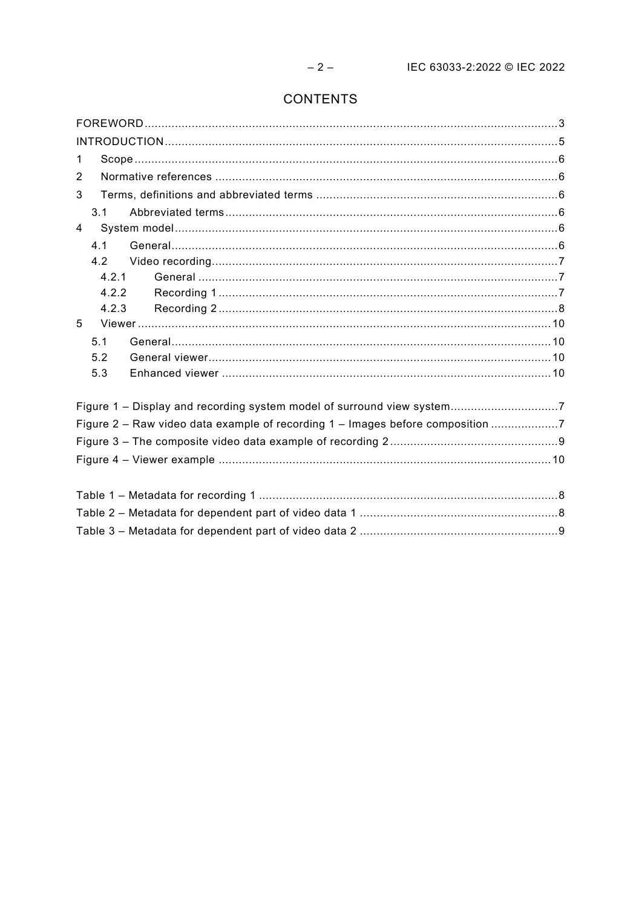# CONTENTS

FOREWORD .......... 3

INTRODUCTION .......... 5

1 Scope .......... 6

2 Normative references .......... 6

3 Terms, definitions and abbreviated terms .......... 6

3.1 Abbreviated terms .......... 6

4 System model .......... 6

4.1 General .......... 6

4.2 Video recording .......... 7

4.2.1 General .......... 7

4.2.2 Recording 1 .......... 7

4.2.3 Recording 2 .......... 8

5 Viewer .......... 10

5.1 General .......... 10

5.2 General viewer .......... 10

5.3 Enhanced viewer .......... 10

Figure 1 – Display and recording system model of surround view system .......... 7

Figure 2 – Raw video data example of recording 1 – Images before composition .......... 7

Figure 3 – The composite video data example of recording 2 .......... 9

Figure 4 – Viewer example .......... 10

Table 1 – Metadata for recording 1 .......... 8

Table 2 – Metadata for dependent part of video data 1 .......... 8

Table 3 – Metadata for dependent part of video data 2 .......... 9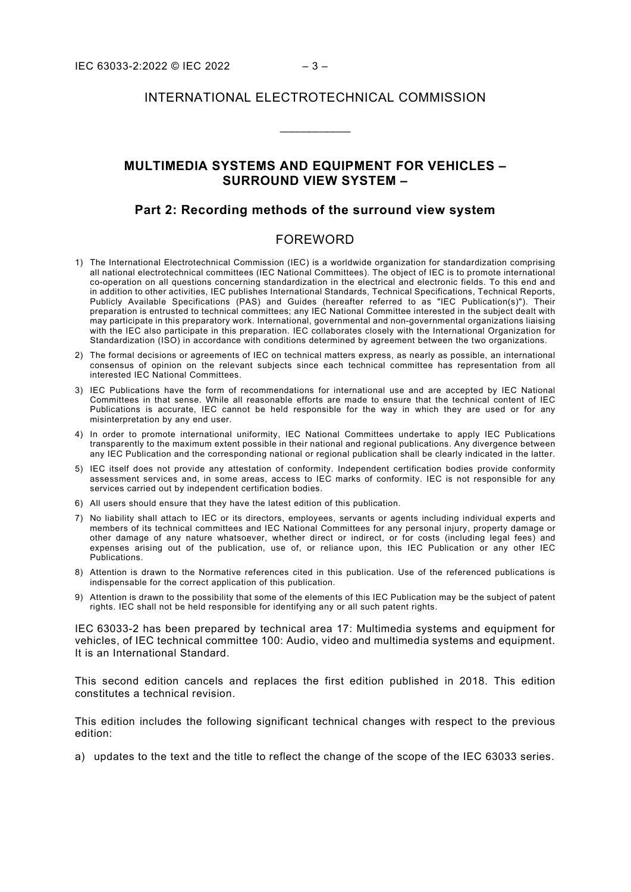INTERNATIONAL ELECTROTECHNICAL COMMISSION

\_\_\_\_\_\_\_\_\_\_\_\_

**MULTIMEDIA SYSTEMS AND EQUIPMENT FOR VEHICLES –**
**SURROUND VIEW SYSTEM –**

## Part 2: Recording methods of the surround view system

## FOREWORD

1) The International Electrotechnical Commission (IEC) is a worldwide organization for standardization comprising all national electrotechnical committees (IEC National Committees). The object of IEC is to promote international co-operation on all questions concerning standardization in the electrical and electronic fields. To this end and in addition to other activities, IEC publishes International Standards, Technical Specifications, Technical Reports, Publicly Available Specifications (PAS) and Guides (hereafter referred to as "IEC Publication(s)"). Their preparation is entrusted to technical committees; any IEC National Committee interested in the subject dealt with may participate in this preparatory work. International, governmental and non-governmental organizations liaising with the IEC also participate in this preparation. IEC collaborates closely with the International Organization for Standardization (ISO) in accordance with conditions determined by agreement between the two organizations.
2) The formal decisions or agreements of IEC on technical matters express, as nearly as possible, an international consensus of opinion on the relevant subjects since each technical committee has representation from all interested IEC National Committees.
3) IEC Publications have the form of recommendations for international use and are accepted by IEC National Committees in that sense. While all reasonable efforts are made to ensure that the technical content of IEC Publications is accurate, IEC cannot be held responsible for the way in which they are used or for any misinterpretation by any end user.
4) In order to promote international uniformity, IEC National Committees undertake to apply IEC Publications transparently to the maximum extent possible in their national and regional publications. Any divergence between any IEC Publication and the corresponding national or regional publication shall be clearly indicated in the latter.
5) IEC itself does not provide any attestation of conformity. Independent certification bodies provide conformity assessment services and, in some areas, access to IEC marks of conformity. IEC is not responsible for any services carried out by independent certification bodies.
6) All users should ensure that they have the latest edition of this publication.
7) No liability shall attach to IEC or its directors, employees, servants or agents including individual experts and members of its technical committees and IEC National Committees for any personal injury, property damage or other damage of any nature whatsoever, whether direct or indirect, or for costs (including legal fees) and expenses arising out of the publication, use of, or reliance upon, this IEC Publication or any other IEC Publications.
8) Attention is drawn to the Normative references cited in this publication. Use of the referenced publications is indispensable for the correct application of this publication.
9) Attention is drawn to the possibility that some of the elements of this IEC Publication may be the subject of patent rights. IEC shall not be held responsible for identifying any or all such patent rights.

IEC 63033-2 has been prepared by technical area 17: Multimedia systems and equipment for vehicles, of IEC technical committee 100: Audio, video and multimedia systems and equipment. It is an International Standard.

This second edition cancels and replaces the first edition published in 2018. This edition constitutes a technical revision.

This edition includes the following significant technical changes with respect to the previous edition:

a) updates to the text and the title to reflect the change of the scope of the IEC 63033 series.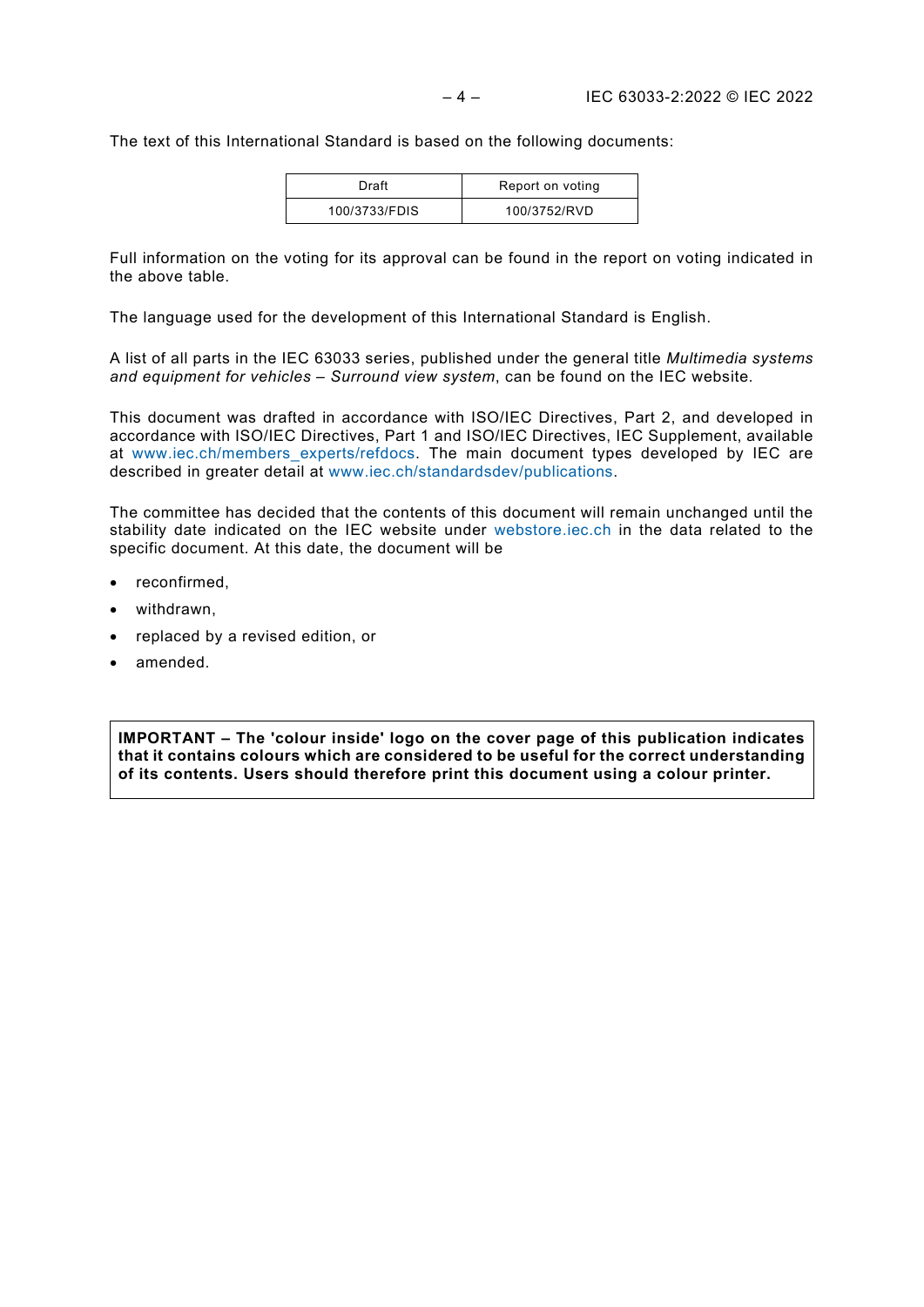The text of this International Standard is based on the following documents:

| Draft | Report on voting |
| --- | --- |
| 100/3733/FDIS | 100/3752/RVD |

Full information on the voting for its approval can be found in the report on voting indicated in the above table.

The language used for the development of this International Standard is English.

A list of all parts in the IEC 63033 series, published under the general title *Multimedia systems and equipment for vehicles – Surround view system*, can be found on the IEC website.

This document was drafted in accordance with ISO/IEC Directives, Part 2, and developed in accordance with ISO/IEC Directives, Part 1 and ISO/IEC Directives, IEC Supplement, available at www.iec.ch/members_experts/refdocs. The main document types developed by IEC are described in greater detail at www.iec.ch/standardsdev/publications.

The committee has decided that the contents of this document will remain unchanged until the stability date indicated on the IEC website under webstore.iec.ch in the data related to the specific document. At this date, the document will be

- reconfirmed,
- withdrawn,
- replaced by a revised edition, or
- amended.

**IMPORTANT – The 'colour inside' logo on the cover page of this publication indicates that it contains colours which are considered to be useful for the correct understanding of its contents. Users should therefore print this document using a colour printer.**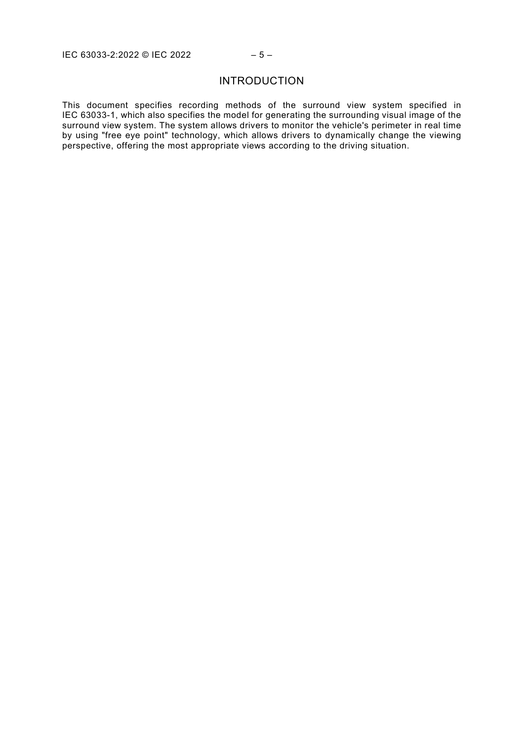# INTRODUCTION

This document specifies recording methods of the surround view system specified in IEC 63033-1, which also specifies the model for generating the surrounding visual image of the surround view system. The system allows drivers to monitor the vehicle's perimeter in real time by using "free eye point" technology, which allows drivers to dynamically change the viewing perspective, offering the most appropriate views according to the driving situation.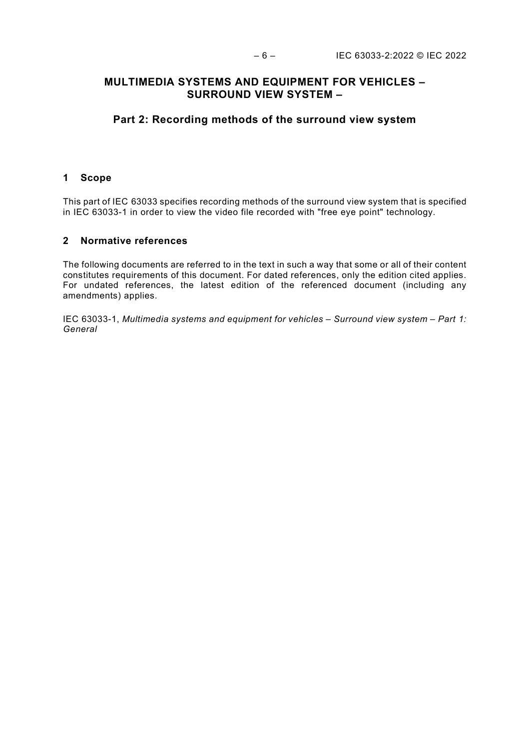# MULTIMEDIA SYSTEMS AND EQUIPMENT FOR VEHICLES – SURROUND VIEW SYSTEM –

## Part 2: Recording methods of the surround view system

## 1 Scope

This part of IEC 63033 specifies recording methods of the surround view system that is specified in IEC 63033-1 in order to view the video file recorded with "free eye point" technology.

## 2 Normative references

The following documents are referred to in the text in such a way that some or all of their content constitutes requirements of this document. For dated references, only the edition cited applies. For undated references, the latest edition of the referenced document (including any amendments) applies.

IEC 63033-1, *Multimedia systems and equipment for vehicles – Surround view system – Part 1: General*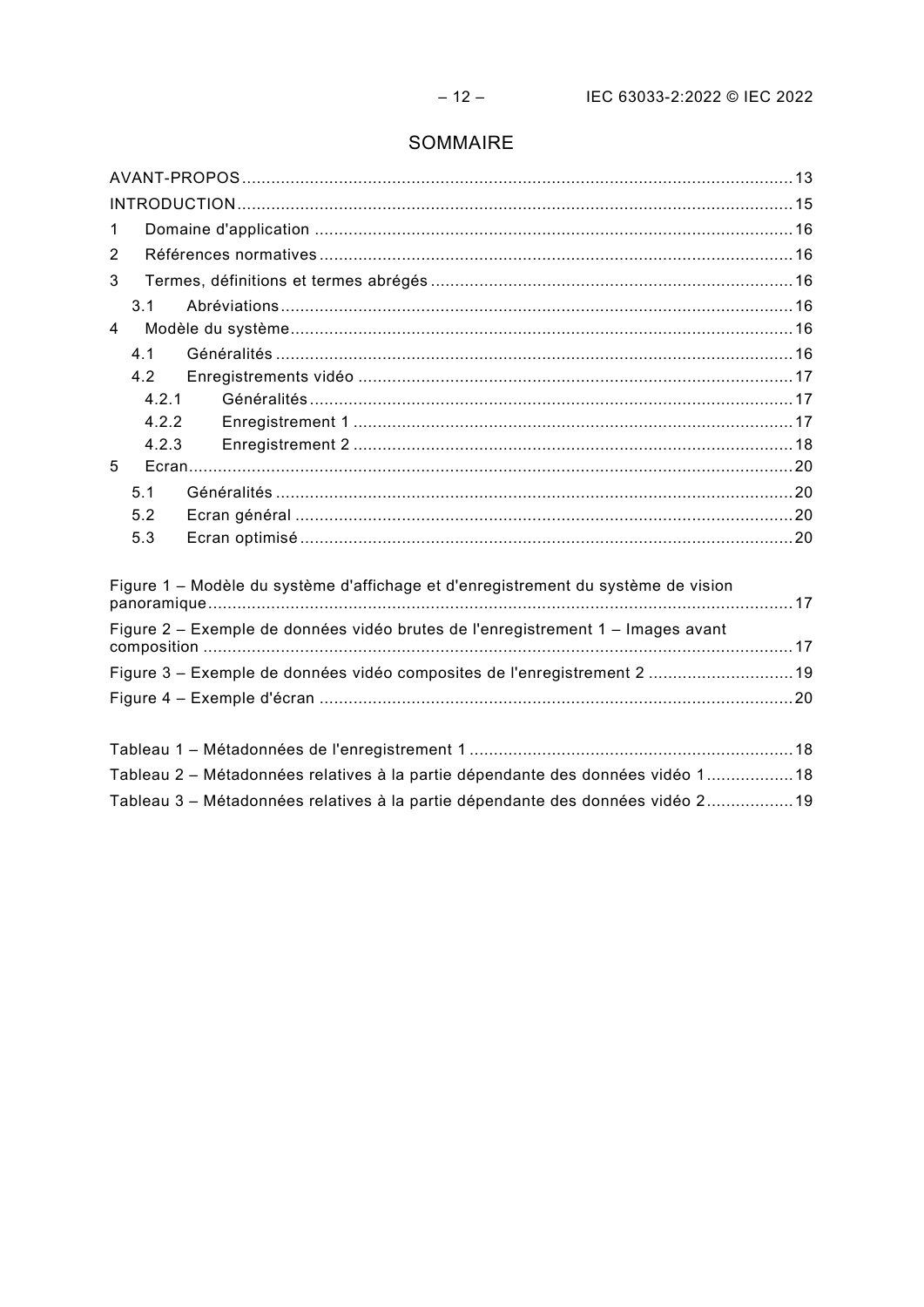# SOMMAIRE

AVANT-PROPOS .......................................................................................................... 13

INTRODUCTION ........................................................................................................ 15

1 Domaine d'application ................................................................................................ 16

2 Références normatives ............................................................................................... 16

3 Termes, définitions et termes abrégés ......................................................................... 16

 3.1 Abréviations ......................................................................................................... 16

4 Modèle du système ...................................................................................................... 16

 4.1 Généralités .......................................................................................................... 16

 4.2 Enregistrements vidéo ......................................................................................... 17

  4.2.1 Généralités ................................................................................................... 17

  4.2.2 Enregistrement 1 .......................................................................................... 17

  4.2.3 Enregistrement 2 .......................................................................................... 18

5 Ecran ........................................................................................................................... 20

 5.1 Généralités .......................................................................................................... 20

 5.2 Ecran général ...................................................................................................... 20

 5.3 Ecran optimisé ..................................................................................................... 20

Figure 1 – Modèle du système d'affichage et d'enregistrement du système de vision panoramique ........................................................................................................................ 17

Figure 2 – Exemple de données vidéo brutes de l'enregistrement 1 – Images avant composition ......................................................................................................................... 17

Figure 3 – Exemple de données vidéo composites de l'enregistrement 2 ............................. 19

Figure 4 – Exemple d'écran ................................................................................................. 20

Tableau 1 – Métadonnées de l'enregistrement 1 .................................................................. 18

Tableau 2 – Métadonnées relatives à la partie dépendante des données vidéo 1 ................. 18

Tableau 3 – Métadonnées relatives à la partie dépendante des données vidéo 2 ................. 19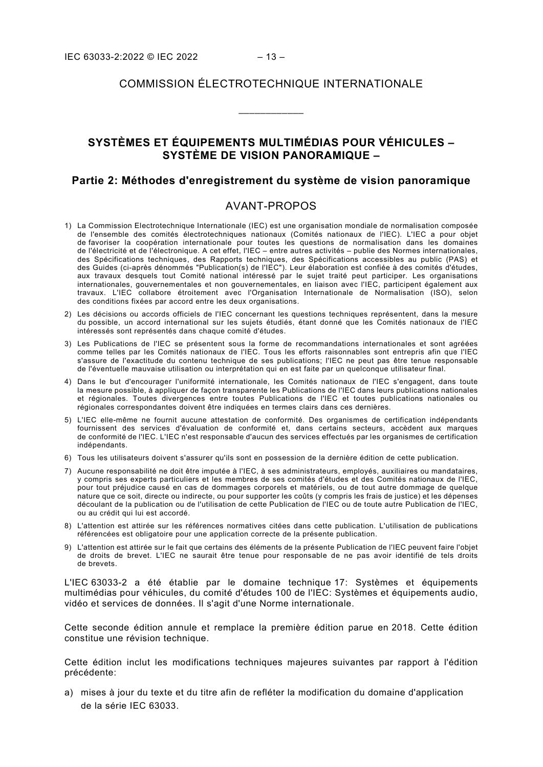COMMISSION ÉLECTROTECHNIQUE INTERNATIONALE

\_\_\_\_\_\_\_\_\_\_\_\_

# SYSTÈMES ET ÉQUIPEMENTS MULTIMÉDIAS POUR VÉHICULES – SYSTÈME DE VISION PANORAMIQUE –

## Partie 2: Méthodes d'enregistrement du système de vision panoramique

## AVANT-PROPOS

1) La Commission Electrotechnique Internationale (IEC) est une organisation mondiale de normalisation composée de l'ensemble des comités électrotechniques nationaux (Comités nationaux de l'IEC). L'IEC a pour objet de favoriser la coopération internationale pour toutes les questions de normalisation dans les domaines de l'électricité et de l'électronique. A cet effet, l'IEC – entre autres activités – publie des Normes internationales, des Spécifications techniques, des Rapports techniques, des Spécifications accessibles au public (PAS) et des Guides (ci-après dénommés "Publication(s) de l'IEC"). Leur élaboration est confiée à des comités d'études, aux travaux desquels tout Comité national intéressé par le sujet traité peut participer. Les organisations internationales, gouvernementales et non gouvernementales, en liaison avec l'IEC, participent également aux travaux. L'IEC collabore étroitement avec l'Organisation Internationale de Normalisation (ISO), selon des conditions fixées par accord entre les deux organisations.
2) Les décisions ou accords officiels de l'IEC concernant les questions techniques représentent, dans la mesure du possible, un accord international sur les sujets étudiés, étant donné que les Comités nationaux de l'IEC intéressés sont représentés dans chaque comité d'études.
3) Les Publications de l'IEC se présentent sous la forme de recommandations internationales et sont agréées comme telles par les Comités nationaux de l'IEC. Tous les efforts raisonnables sont entrepris afin que l'IEC s'assure de l'exactitude du contenu technique de ses publications; l'IEC ne peut pas être tenue responsable de l'éventuelle mauvaise utilisation ou interprétation qui en est faite par un quelconque utilisateur final.
4) Dans le but d'encourager l'uniformité internationale, les Comités nationaux de l'IEC s'engagent, dans toute la mesure possible, à appliquer de façon transparente les Publications de l'IEC dans leurs publications nationales et régionales. Toutes divergences entre toutes Publications de l'IEC et toutes publications nationales ou régionales correspondantes doivent être indiquées en termes clairs dans ces dernières.
5) L'IEC elle-même ne fournit aucune attestation de conformité. Des organismes de certification indépendants fournissent des services d'évaluation de conformité et, dans certains secteurs, accèdent aux marques de conformité de l'IEC. L'IEC n'est responsable d'aucun des services effectués par les organismes de certification indépendants.
6) Tous les utilisateurs doivent s'assurer qu'ils sont en possession de la dernière édition de cette publication.
7) Aucune responsabilité ne doit être imputée à l'IEC, à ses administrateurs, employés, auxiliaires ou mandataires, y compris ses experts particuliers et les membres de ses comités d'études et des Comités nationaux de l'IEC, pour tout préjudice causé en cas de dommages corporels et matériels, ou de tout autre dommage de quelque nature que ce soit, directe ou indirecte, ou pour supporter les coûts (y compris les frais de justice) et les dépenses découlant de la publication ou de l'utilisation de cette Publication de l'IEC ou de toute autre Publication de l'IEC, ou au crédit qui lui est accordé.
8) L'attention est attirée sur les références normatives citées dans cette publication. L'utilisation de publications référencées est obligatoire pour une application correcte de la présente publication.
9) L'attention est attirée sur le fait que certains des éléments de la présente Publication de l'IEC peuvent faire l'objet de droits de brevet. L'IEC ne saurait être tenue pour responsable de ne pas avoir identifié de tels droits de brevets.

L'IEC 63033-2 a été établie par le domaine technique 17: Systèmes et équipements multimédias pour véhicules, du comité d'études 100 de l'IEC: Systèmes et équipements audio, vidéo et services de données. Il s'agit d'une Norme internationale.

Cette seconde édition annule et remplace la première édition parue en 2018. Cette édition constitue une révision technique.

Cette édition inclut les modifications techniques majeures suivantes par rapport à l'édition précédente:

a) mises à jour du texte et du titre afin de refléter la modification du domaine d'application de la série IEC 63033.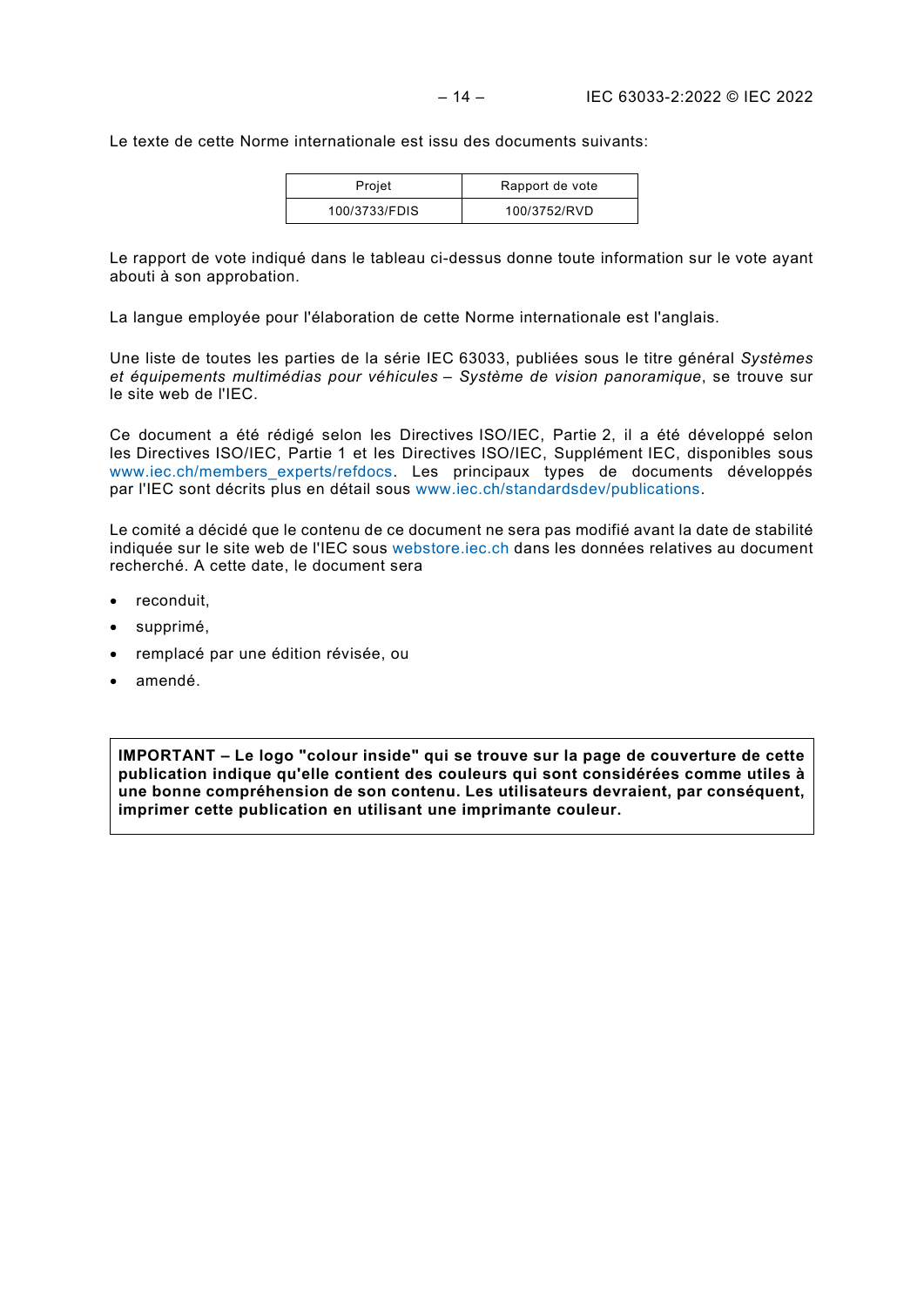Le texte de cette Norme internationale est issu des documents suivants:

| Projet | Rapport de vote |
| --- | --- |
| 100/3733/FDIS | 100/3752/RVD |

Le rapport de vote indiqué dans le tableau ci-dessus donne toute information sur le vote ayant abouti à son approbation.

La langue employée pour l'élaboration de cette Norme internationale est l'anglais.

Une liste de toutes les parties de la série IEC 63033, publiées sous le titre général *Systèmes et équipements multimédias pour véhicules – Système de vision panoramique*, se trouve sur le site web de l'IEC.

Ce document a été rédigé selon les Directives ISO/IEC, Partie 2, il a été développé selon les Directives ISO/IEC, Partie 1 et les Directives ISO/IEC, Supplément IEC, disponibles sous www.iec.ch/members_experts/refdocs. Les principaux types de documents développés par l'IEC sont décrits plus en détail sous www.iec.ch/standardsdev/publications.

Le comité a décidé que le contenu de ce document ne sera pas modifié avant la date de stabilité indiquée sur le site web de l'IEC sous webstore.iec.ch dans les données relatives au document recherché. A cette date, le document sera

- reconduit,
- supprimé,
- remplacé par une édition révisée, ou
- amendé.

**IMPORTANT – Le logo "colour inside" qui se trouve sur la page de couverture de cette publication indique qu'elle contient des couleurs qui sont considérées comme utiles à une bonne compréhension de son contenu. Les utilisateurs devraient, par conséquent, imprimer cette publication en utilisant une imprimante couleur.**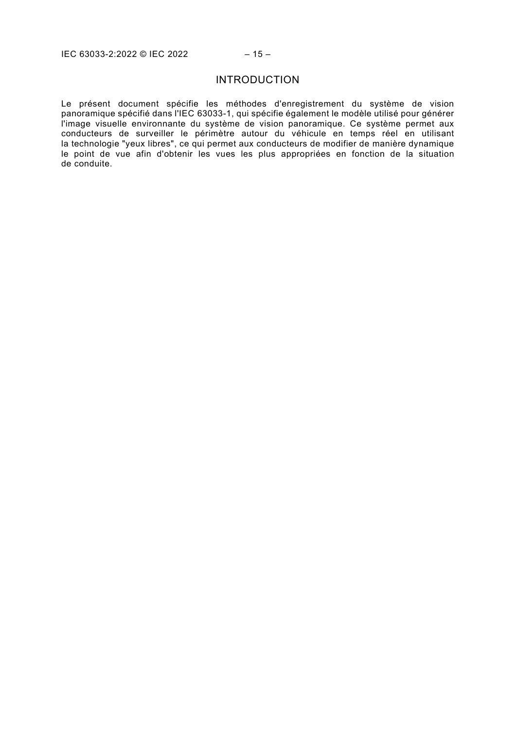# INTRODUCTION

Le présent document spécifie les méthodes d'enregistrement du système de vision panoramique spécifié dans l'IEC 63033-1, qui spécifie également le modèle utilisé pour générer l'image visuelle environnante du système de vision panoramique. Ce système permet aux conducteurs de surveiller le périmètre autour du véhicule en temps réel en utilisant la technologie "yeux libres", ce qui permet aux conducteurs de modifier de manière dynamique le point de vue afin d'obtenir les vues les plus appropriées en fonction de la situation de conduite.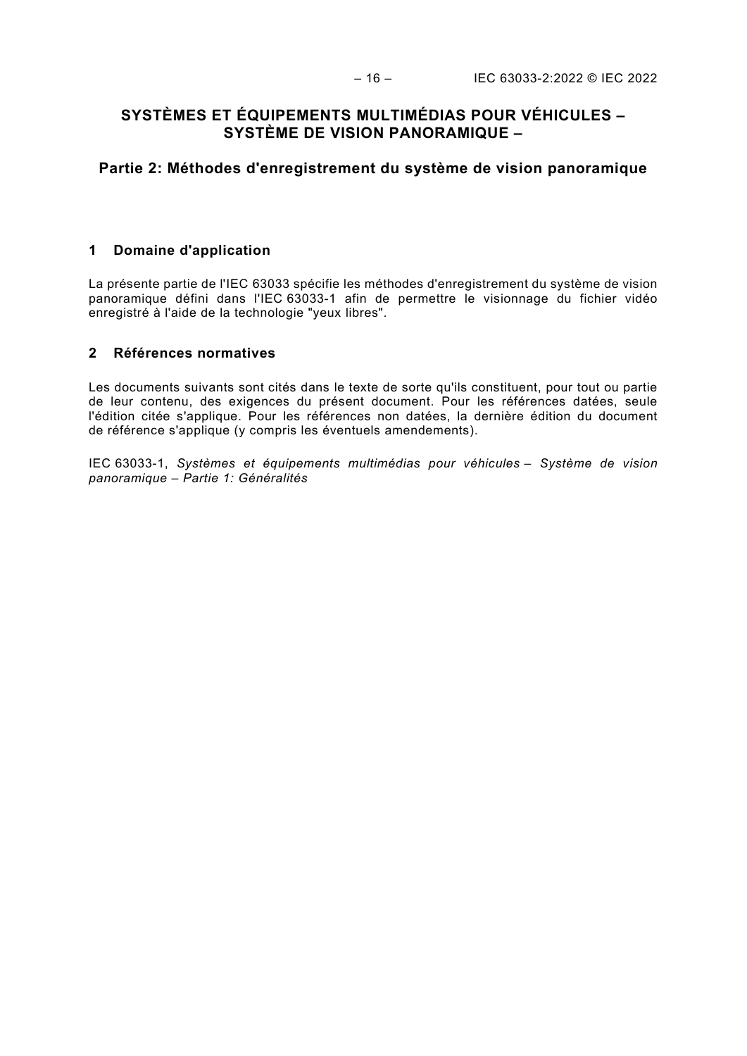# SYSTÈMES ET ÉQUIPEMENTS MULTIMÉDIAS POUR VÉHICULES – SYSTÈME DE VISION PANORAMIQUE –

## Partie 2: Méthodes d'enregistrement du système de vision panoramique

### 1 Domaine d'application

La présente partie de l'IEC 63033 spécifie les méthodes d'enregistrement du système de vision panoramique défini dans l'IEC 63033-1 afin de permettre le visionnage du fichier vidéo enregistré à l'aide de la technologie "yeux libres".

### 2 Références normatives

Les documents suivants sont cités dans le texte de sorte qu'ils constituent, pour tout ou partie de leur contenu, des exigences du présent document. Pour les références datées, seule l'édition citée s'applique. Pour les références non datées, la dernière édition du document de référence s'applique (y compris les éventuels amendements).

IEC 63033-1, *Systèmes et équipements multimédias pour véhicules – Système de vision panoramique – Partie 1: Généralités*